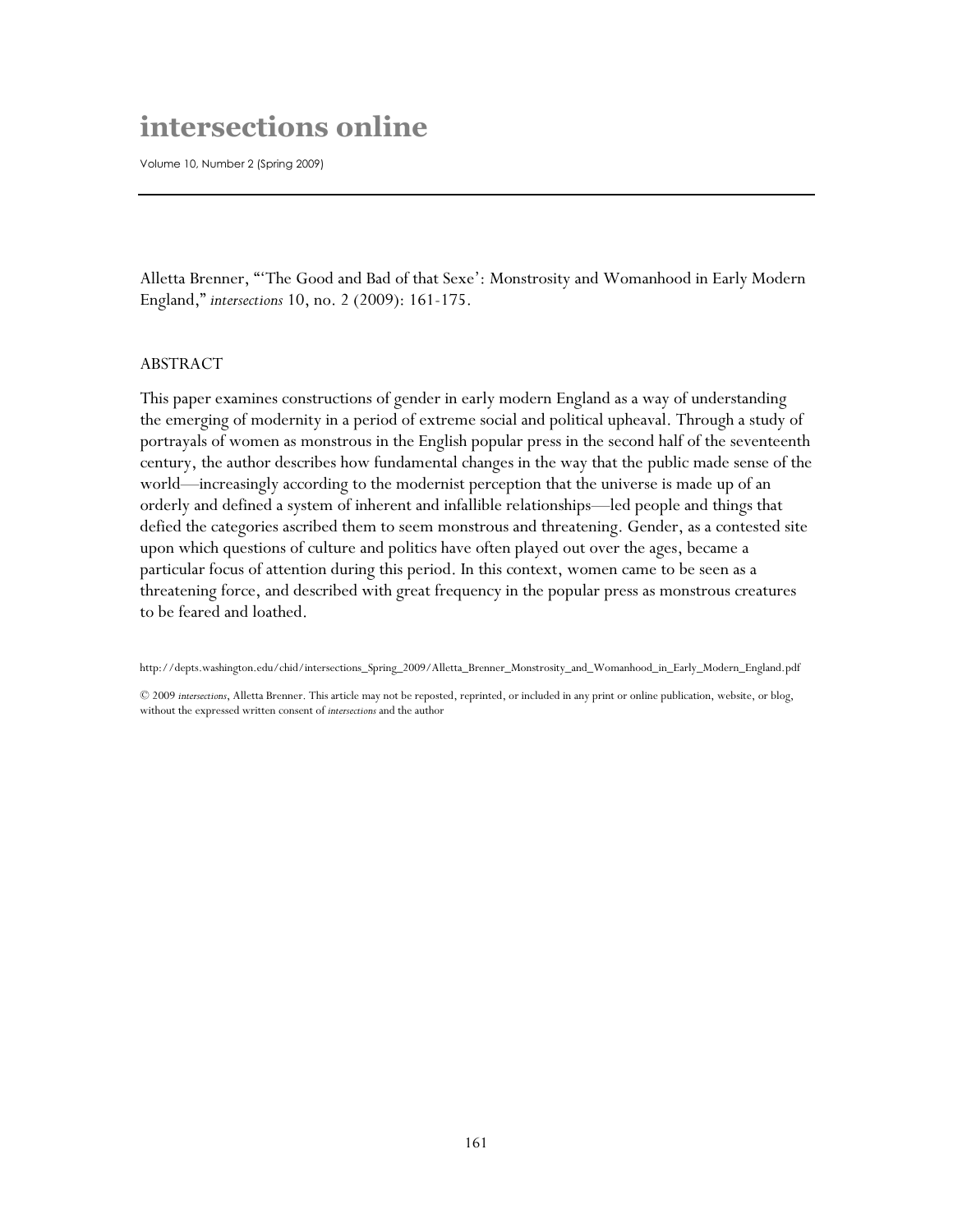# intersections online

Volume 10, Number 2 (Spring 2009)

---

Alletta Brenner, "'The Good and Bad of that Sexe': Monstrosity and Womanhood in Early Modern England," *intersections* 10, no. 2 (2009): 161-175.

ABSTRACT

This paper examines constructions of gender in early modern England as a way of understanding the emerging of modernity in a period of extreme social and political upheaval. Through a study of portrayals of women as monstrous in the English popular press in the second half of the seventeenth century, the author describes how fundamental changes in the way that the public made sense of the world—increasingly according to the modernist perception that the universe is made up of an orderly and defined a system of inherent and infallible relationships—led people and things that defied the categories ascribed them to seem monstrous and threatening. Gender, as a contested site upon which questions of culture and politics have often played out over the ages, became a particular focus of attention during this period. In this context, women came to be seen as a threatening force, and described with great frequency in the popular press as monstrous creatures to be feared and loathed.

http://depts.washington.edu/chid/intersections_Spring_2009/Alletta_Brenner_Monstrosity_and_Womanhood_in_Early_Modern_England.pdf

© 2009 *intersections*, Alletta Brenner. This article may not be reposted, reprinted, or included in any print or online publication, website, or blog, without the expressed written consent of *intersections* and the author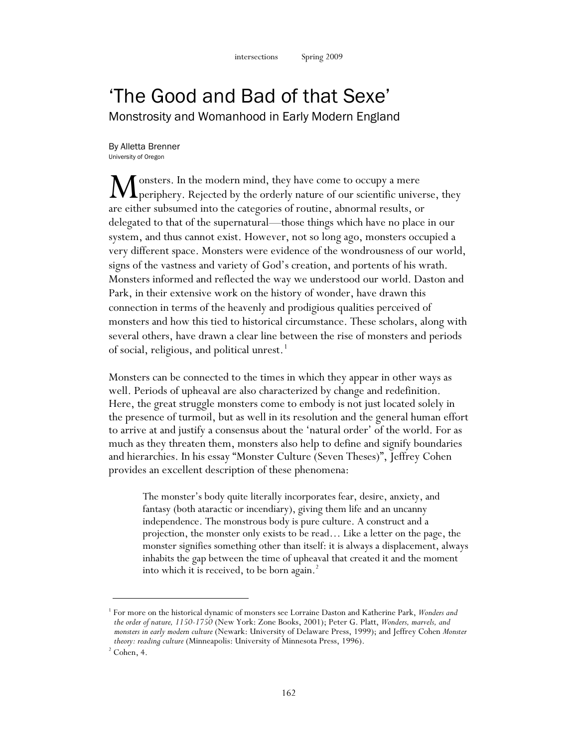# 'The Good and Bad of that Sexe'

## Monstrosity and Womanhood in Early Modern England

By Alletta Brenner
University of Oregon

Monsters. In the modern mind, they have come to occupy a mere periphery. Rejected by the orderly nature of our scientific universe, they are either subsumed into the categories of routine, abnormal results, or delegated to that of the supernatural—those things which have no place in our system, and thus cannot exist. However, not so long ago, monsters occupied a very different space. Monsters were evidence of the wondrousness of our world, signs of the vastness and variety of God's creation, and portents of his wrath. Monsters informed and reflected the way we understood our world. Daston and Park, in their extensive work on the history of wonder, have drawn this connection in terms of the heavenly and prodigious qualities perceived of monsters and how this tied to historical circumstance. These scholars, along with several others, have drawn a clear line between the rise of monsters and periods of social, religious, and political unrest.[1]

Monsters can be connected to the times in which they appear in other ways as well. Periods of upheaval are also characterized by change and redefinition. Here, the great struggle monsters come to embody is not just located solely in the presence of turmoil, but as well in its resolution and the general human effort to arrive at and justify a consensus about the 'natural order' of the world. For as much as they threaten them, monsters also help to define and signify boundaries and hierarchies. In his essay "Monster Culture (Seven Theses)", Jeffrey Cohen provides an excellent description of these phenomena:

> The monster's body quite literally incorporates fear, desire, anxiety, and fantasy (both ataractic or incendiary), giving them life and an uncanny independence. The monstrous body is pure culture. A construct and a projection, the monster only exists to be read… Like a letter on the page, the monster signifies something other than itself: it is always a displacement, always inhabits the gap between the time of upheaval that created it and the moment into which it is received, to be born again.[2]

---

[1] For more on the historical dynamic of monsters see Lorraine Daston and Katherine Park, *Wonders and the order of nature, 1150-1750* (New York: Zone Books, 2001); Peter G. Platt, *Wonders, marvels, and monsters in early modern culture* (Newark: University of Delaware Press, 1999); and Jeffrey Cohen *Monster theory: reading culture* (Minneapolis: University of Minnesota Press, 1996).

[2] Cohen, 4.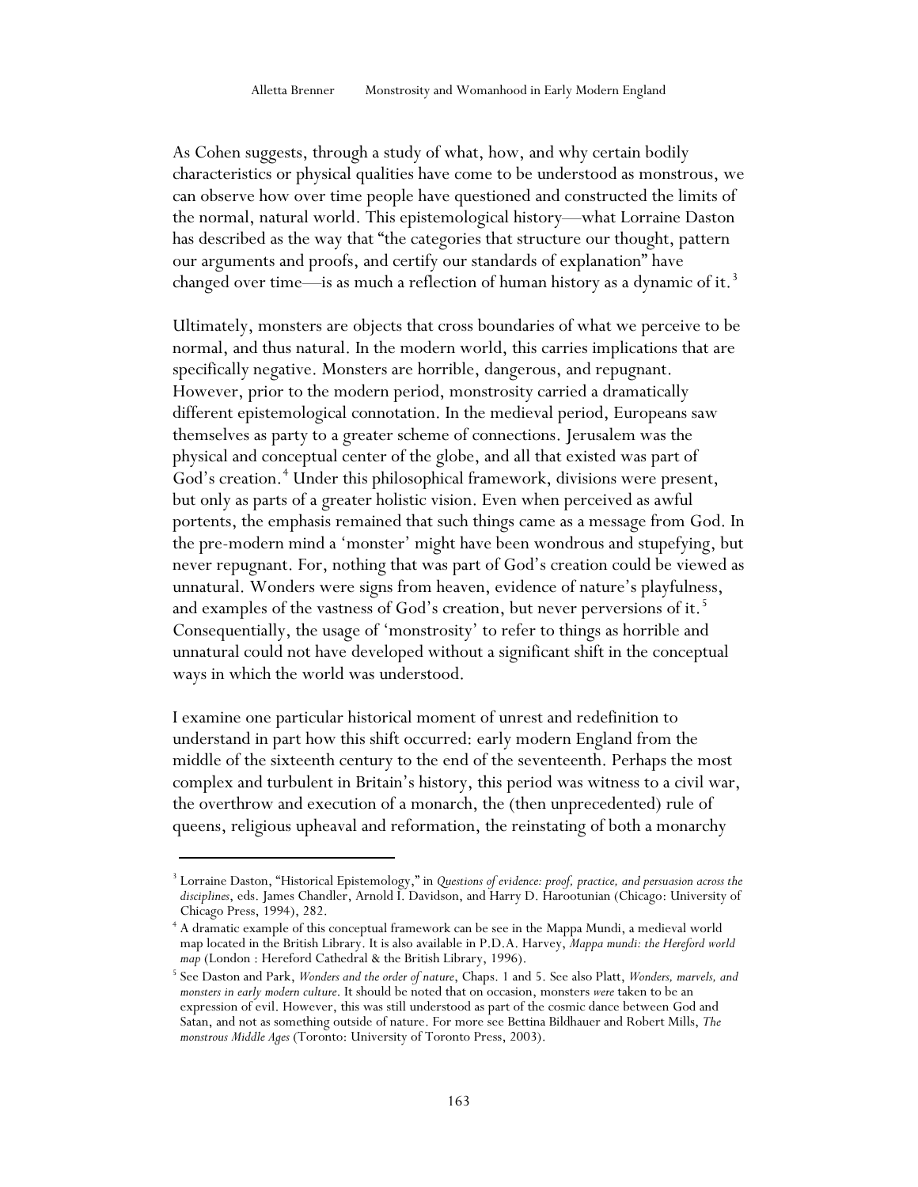As Cohen suggests, through a study of what, how, and why certain bodily characteristics or physical qualities have come to be understood as monstrous, we can observe how over time people have questioned and constructed the limits of the normal, natural world. This epistemological history—what Lorraine Daston has described as the way that "the categories that structure our thought, pattern our arguments and proofs, and certify our standards of explanation" have changed over time—is as much a reflection of human history as a dynamic of it.[3]

Ultimately, monsters are objects that cross boundaries of what we perceive to be normal, and thus natural. In the modern world, this carries implications that are specifically negative. Monsters are horrible, dangerous, and repugnant. However, prior to the modern period, monstrosity carried a dramatically different epistemological connotation. In the medieval period, Europeans saw themselves as party to a greater scheme of connections. Jerusalem was the physical and conceptual center of the globe, and all that existed was part of God's creation.[4] Under this philosophical framework, divisions were present, but only as parts of a greater holistic vision. Even when perceived as awful portents, the emphasis remained that such things came as a message from God. In the pre-modern mind a 'monster' might have been wondrous and stupefying, but never repugnant. For, nothing that was part of God's creation could be viewed as unnatural. Wonders were signs from heaven, evidence of nature's playfulness, and examples of the vastness of God's creation, but never perversions of it.[5] Consequentially, the usage of 'monstrosity' to refer to things as horrible and unnatural could not have developed without a significant shift in the conceptual ways in which the world was understood.

I examine one particular historical moment of unrest and redefinition to understand in part how this shift occurred: early modern England from the middle of the sixteenth century to the end of the seventeenth. Perhaps the most complex and turbulent in Britain's history, this period was witness to a civil war, the overthrow and execution of a monarch, the (then unprecedented) rule of queens, religious upheaval and reformation, the reinstating of both a monarchy

---

[3] Lorraine Daston, "Historical Epistemology," in *Questions of evidence: proof, practice, and persuasion across the disciplines*, eds. James Chandler, Arnold I. Davidson, and Harry D. Harootunian (Chicago: University of Chicago Press, 1994), 282.

[4] A dramatic example of this conceptual framework can be see in the Mappa Mundi, a medieval world map located in the British Library. It is also available in P.D.A. Harvey, *Mappa mundi: the Hereford world map* (London : Hereford Cathedral & the British Library, 1996).

[5] See Daston and Park, *Wonders and the order of nature*, Chaps. 1 and 5. See also Platt, *Wonders, marvels, and monsters in early modern culture*. It should be noted that on occasion, monsters *were* taken to be an expression of evil. However, this was still understood as part of the cosmic dance between God and Satan, and not as something outside of nature. For more see Bettina Bildhauer and Robert Mills, *The monstrous Middle Ages* (Toronto: University of Toronto Press, 2003).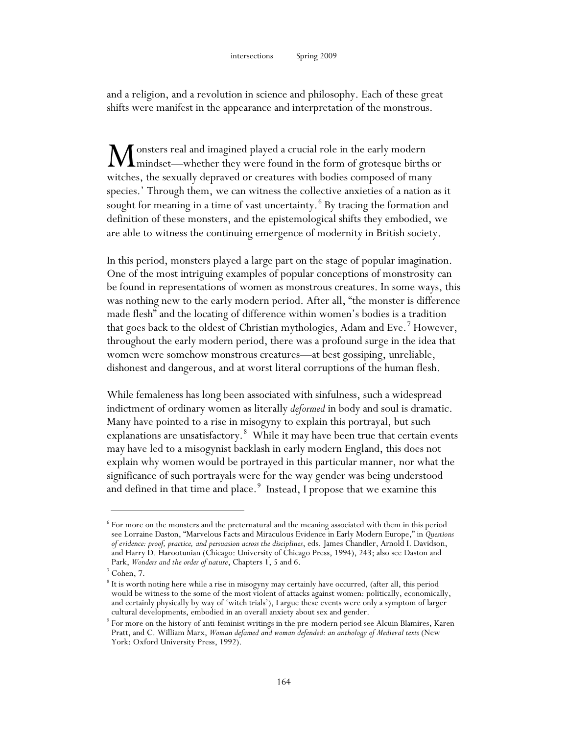and a religion, and a revolution in science and philosophy. Each of these great shifts were manifest in the appearance and interpretation of the monstrous.

Monsters real and imagined played a crucial role in the early modern mindset—whether they were found in the form of grotesque births or witches, the sexually depraved or creatures with bodies composed of many species.' Through them, we can witness the collective anxieties of a nation as it sought for meaning in a time of vast uncertainty.[6] By tracing the formation and definition of these monsters, and the epistemological shifts they embodied, we are able to witness the continuing emergence of modernity in British society.

In this period, monsters played a large part on the stage of popular imagination. One of the most intriguing examples of popular conceptions of monstrosity can be found in representations of women as monstrous creatures. In some ways, this was nothing new to the early modern period. After all, "the monster is difference made flesh" and the locating of difference within women's bodies is a tradition that goes back to the oldest of Christian mythologies, Adam and Eve.[7] However, throughout the early modern period, there was a profound surge in the idea that women were somehow monstrous creatures—at best gossiping, unreliable, dishonest and dangerous, and at worst literal corruptions of the human flesh.

While femaleness has long been associated with sinfulness, such a widespread indictment of ordinary women as literally *deformed* in body and soul is dramatic. Many have pointed to a rise in misogyny to explain this portrayal, but such explanations are unsatisfactory.[8] While it may have been true that certain events may have led to a misogynist backlash in early modern England, this does not explain why women would be portrayed in this particular manner, nor what the significance of such portrayals were for the way gender was being understood and defined in that time and place.[9] Instead, I propose that we examine this

---

[6] For more on the monsters and the preternatural and the meaning associated with them in this period see Lorraine Daston, "Marvelous Facts and Miraculous Evidence in Early Modern Europe," in *Questions of evidence: proof, practice, and persuasion across the disciplines*, eds. James Chandler, Arnold I. Davidson, and Harry D. Harootunian (Chicago: University of Chicago Press, 1994), 243; also see Daston and Park, *Wonders and the order of nature*, Chapters 1, 5 and 6.

[7] Cohen, 7.

[8] It is worth noting here while a rise in misogyny may certainly have occurred, (after all, this period would be witness to the some of the most violent of attacks against women: politically, economically, and certainly physically by way of 'witch trials'), I argue these events were only a symptom of larger cultural developments, embodied in an overall anxiety about sex and gender.

[9] For more on the history of anti-feminist writings in the pre-modern period see Alcuin Blamires, Karen Pratt, and C. William Marx, *Woman defamed and woman defended: an anthology of Medieval texts* (New York: Oxford University Press, 1992).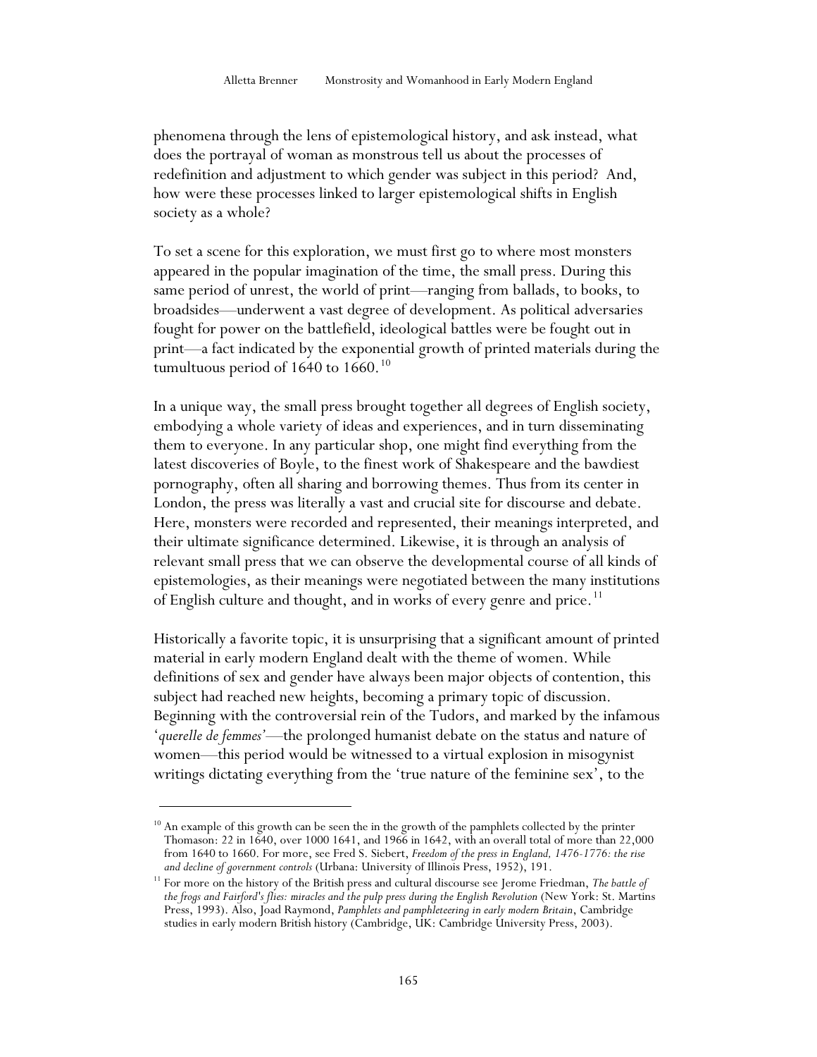phenomena through the lens of epistemological history, and ask instead, what does the portrayal of woman as monstrous tell us about the processes of redefinition and adjustment to which gender was subject in this period? And, how were these processes linked to larger epistemological shifts in English society as a whole?

To set a scene for this exploration, we must first go to where most monsters appeared in the popular imagination of the time, the small press. During this same period of unrest, the world of print—ranging from ballads, to books, to broadsides—underwent a vast degree of development. As political adversaries fought for power on the battlefield, ideological battles were be fought out in print—a fact indicated by the exponential growth of printed materials during the tumultuous period of 1640 to 1660.[10]

In a unique way, the small press brought together all degrees of English society, embodying a whole variety of ideas and experiences, and in turn disseminating them to everyone. In any particular shop, one might find everything from the latest discoveries of Boyle, to the finest work of Shakespeare and the bawdiest pornography, often all sharing and borrowing themes. Thus from its center in London, the press was literally a vast and crucial site for discourse and debate. Here, monsters were recorded and represented, their meanings interpreted, and their ultimate significance determined. Likewise, it is through an analysis of relevant small press that we can observe the developmental course of all kinds of epistemologies, as their meanings were negotiated between the many institutions of English culture and thought, and in works of every genre and price.[11]

Historically a favorite topic, it is unsurprising that a significant amount of printed material in early modern England dealt with the theme of women. While definitions of sex and gender have always been major objects of contention, this subject had reached new heights, becoming a primary topic of discussion. Beginning with the controversial rein of the Tudors, and marked by the infamous '*querelle de femmes*'—the prolonged humanist debate on the status and nature of women—this period would be witnessed to a virtual explosion in misogynist writings dictating everything from the 'true nature of the feminine sex', to the

---

[10] An example of this growth can be seen the in the growth of the pamphlets collected by the printer Thomason: 22 in 1640, over 1000 1641, and 1966 in 1642, with an overall total of more than 22,000 from 1640 to 1660. For more, see Fred S. Siebert, *Freedom of the press in England, 1476-1776: the rise and decline of government controls* (Urbana: University of Illinois Press, 1952), 191.

[11] For more on the history of the British press and cultural discourse see Jerome Friedman, *The battle of the frogs and Fairford's flies: miracles and the pulp press during the English Revolution* (New York: St. Martins Press, 1993). Also, Joad Raymond, *Pamphlets and pamphleteering in early modern Britain*, Cambridge studies in early modern British history (Cambridge, UK: Cambridge University Press, 2003).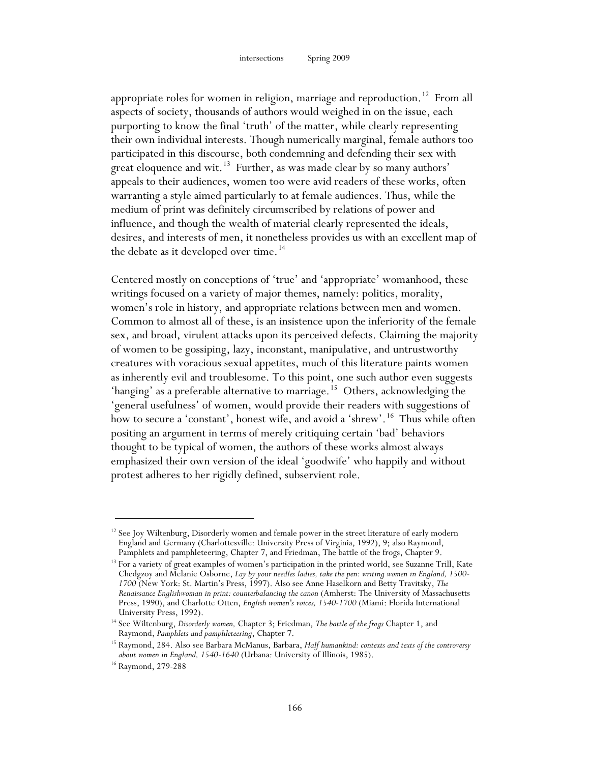appropriate roles for women in religion, marriage and reproduction.[12] From all aspects of society, thousands of authors would weighed in on the issue, each purporting to know the final 'truth' of the matter, while clearly representing their own individual interests. Though numerically marginal, female authors too participated in this discourse, both condemning and defending their sex with great eloquence and wit.[13] Further, as was made clear by so many authors' appeals to their audiences, women too were avid readers of these works, often warranting a style aimed particularly to at female audiences. Thus, while the medium of print was definitely circumscribed by relations of power and influence, and though the wealth of material clearly represented the ideals, desires, and interests of men, it nonetheless provides us with an excellent map of the debate as it developed over time.[14]

Centered mostly on conceptions of 'true' and 'appropriate' womanhood, these writings focused on a variety of major themes, namely: politics, morality, women's role in history, and appropriate relations between men and women. Common to almost all of these, is an insistence upon the inferiority of the female sex, and broad, virulent attacks upon its perceived defects. Claiming the majority of women to be gossiping, lazy, inconstant, manipulative, and untrustworthy creatures with voracious sexual appetites, much of this literature paints women as inherently evil and troublesome. To this point, one such author even suggests 'hanging' as a preferable alternative to marriage.[15] Others, acknowledging the 'general usefulness' of women, would provide their readers with suggestions of how to secure a 'constant', honest wife, and avoid a 'shrew'.[16] Thus while often positing an argument in terms of merely critiquing certain 'bad' behaviors thought to be typical of women, the authors of these works almost always emphasized their own version of the ideal 'goodwife' who happily and without protest adheres to her rigidly defined, subservient role.

---

[12] See Joy Wiltenburg, Disorderly women and female power in the street literature of early modern England and Germany (Charlottesville: University Press of Virginia, 1992), 9; also Raymond, Pamphlets and pamphleteering, Chapter 7, and Friedman, The battle of the frogs, Chapter 9.

[13] For a variety of great examples of women's participation in the printed world, see Suzanne Trill, Kate Chedgzoy and Melanie Osborne, *Lay by your needles ladies, take the pen: writing women in England, 1500-1700* (New York: St. Martin's Press, 1997). Also see Anne Haselkorn and Betty Travitsky, *The Renaissance Englishwoman in print: counterbalancing the canon* (Amherst: The University of Massachusetts Press, 1990), and Charlotte Otten, *English women's voices, 1540-1700* (Miami: Florida International University Press, 1992).

[14] See Wiltenburg, *Disorderly women,* Chapter 3; Friedman, *The battle of the frogs* Chapter 1, and Raymond, *Pamphlets and pamphleteering*, Chapter 7.

[15] Raymond, 284. Also see Barbara McManus, Barbara, *Half humankind: contexts and texts of the controversy about women in England, 1540-1640* (Urbana: University of Illinois, 1985).

[16] Raymond, 279-288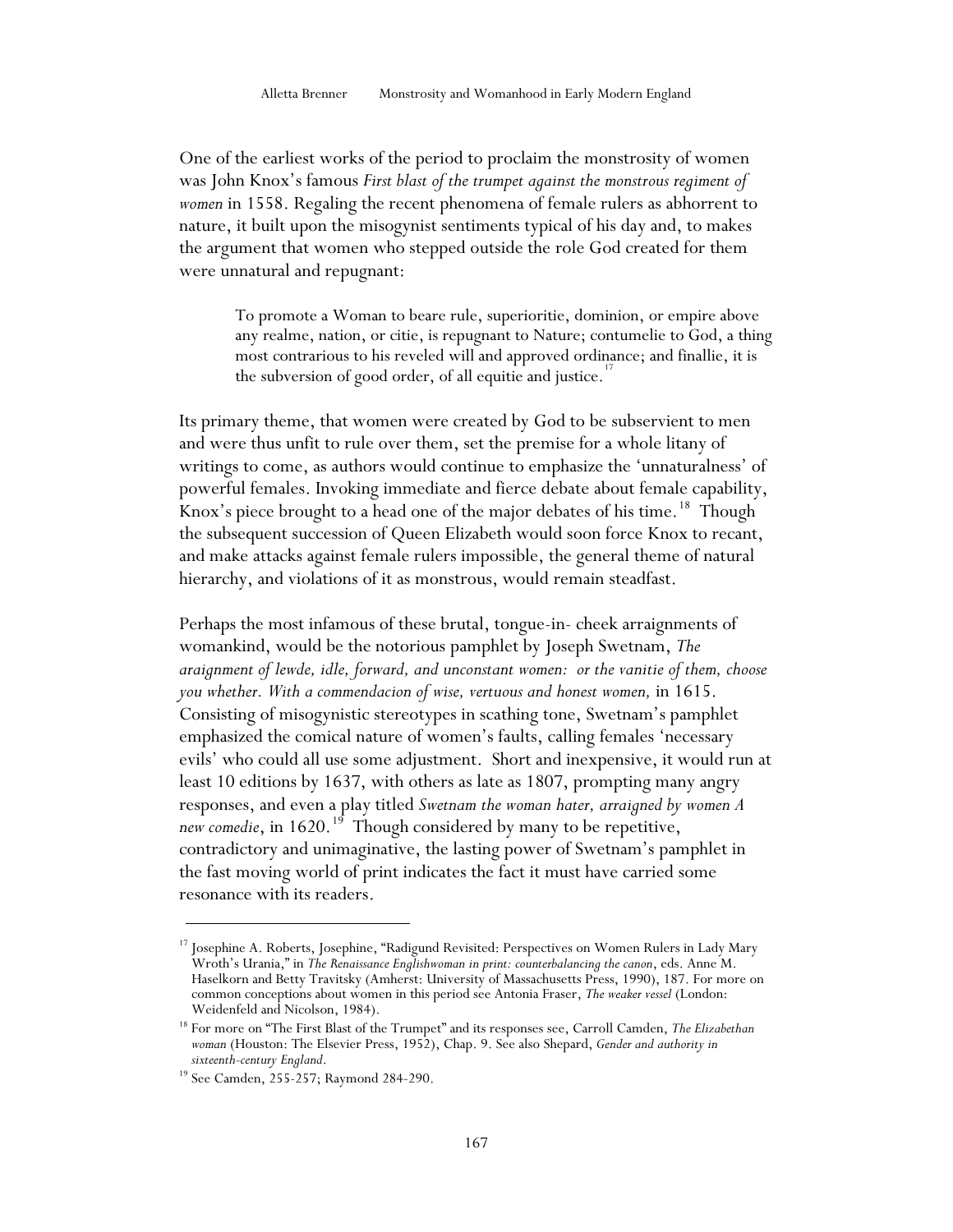One of the earliest works of the period to proclaim the monstrosity of women was John Knox's famous *First blast of the trumpet against the monstrous regiment of women* in 1558. Regaling the recent phenomena of female rulers as abhorrent to nature, it built upon the misogynist sentiments typical of his day and, to makes the argument that women who stepped outside the role God created for them were unnatural and repugnant:

> To promote a Woman to beare rule, superioritie, dominion, or empire above any realme, nation, or citie, is repugnant to Nature; contumelie to God, a thing most contrarious to his reveled will and approved ordinance; and finallie, it is the subversion of good order, of all equitie and justice.[17]

Its primary theme, that women were created by God to be subservient to men and were thus unfit to rule over them, set the premise for a whole litany of writings to come, as authors would continue to emphasize the 'unnaturalness' of powerful females. Invoking immediate and fierce debate about female capability, Knox's piece brought to a head one of the major debates of his time.[18] Though the subsequent succession of Queen Elizabeth would soon force Knox to recant, and make attacks against female rulers impossible, the general theme of natural hierarchy, and violations of it as monstrous, would remain steadfast.

Perhaps the most infamous of these brutal, tongue-in- cheek arraignments of womankind, would be the notorious pamphlet by Joseph Swetnam, *The araignment of lewde, idle, forward, and unconstant women: or the vanitie of them, choose you whether. With a commendacion of wise, vertuous and honest women,* in 1615. Consisting of misogynistic stereotypes in scathing tone, Swetnam's pamphlet emphasized the comical nature of women's faults, calling females 'necessary evils' who could all use some adjustment. Short and inexpensive, it would run at least 10 editions by 1637, with others as late as 1807, prompting many angry responses, and even a play titled *Swetnam the woman hater, arraigned by women A new comedie*, in 1620.[19] Though considered by many to be repetitive, contradictory and unimaginative, the lasting power of Swetnam's pamphlet in the fast moving world of print indicates the fact it must have carried some resonance with its readers.

---

[17] Josephine A. Roberts, Josephine, "Radigund Revisited: Perspectives on Women Rulers in Lady Mary Wroth's Urania," in *The Renaissance Englishwoman in print: counterbalancing the canon*, eds. Anne M. Haselkorn and Betty Travitsky (Amherst: University of Massachusetts Press, 1990), 187. For more on common conceptions about women in this period see Antonia Fraser, *The weaker vessel* (London: Weidenfeld and Nicolson, 1984).

[18] For more on "The First Blast of the Trumpet" and its responses see, Carroll Camden, *The Elizabethan woman* (Houston: The Elsevier Press, 1952), Chap. 9. See also Shepard, *Gender and authority in sixteenth-century England*.

[19] See Camden, 255-257; Raymond 284-290.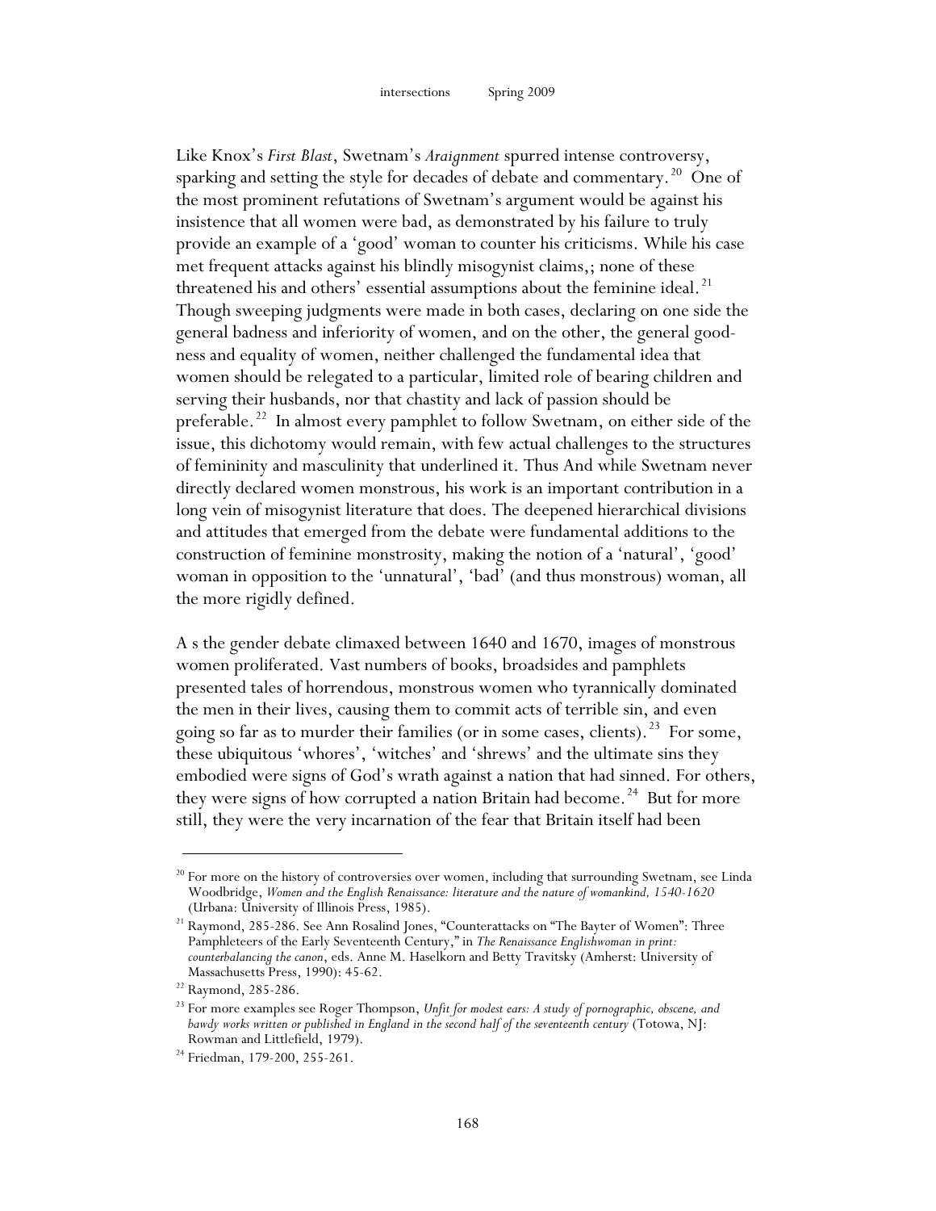Like Knox's *First Blast*, Swetnam's *Araignment* spurred intense controversy, sparking and setting the style for decades of debate and commentary.[20] One of the most prominent refutations of Swetnam's argument would be against his insistence that all women were bad, as demonstrated by his failure to truly provide an example of a 'good' woman to counter his criticisms. While his case met frequent attacks against his blindly misogynist claims,; none of these threatened his and others' essential assumptions about the feminine ideal.[21] Though sweeping judgments were made in both cases, declaring on one side the general badness and inferiority of women, and on the other, the general goodness and equality of women, neither challenged the fundamental idea that women should be relegated to a particular, limited role of bearing children and serving their husbands, nor that chastity and lack of passion should be preferable.[22] In almost every pamphlet to follow Swetnam, on either side of the issue, this dichotomy would remain, with few actual challenges to the structures of femininity and masculinity that underlined it. Thus And while Swetnam never directly declared women monstrous, his work is an important contribution in a long vein of misogynist literature that does. The deepened hierarchical divisions and attitudes that emerged from the debate were fundamental additions to the construction of feminine monstrosity, making the notion of a 'natural', 'good' woman in opposition to the 'unnatural', 'bad' (and thus monstrous) woman, all the more rigidly defined.

A s the gender debate climaxed between 1640 and 1670, images of monstrous women proliferated. Vast numbers of books, broadsides and pamphlets presented tales of horrendous, monstrous women who tyrannically dominated the men in their lives, causing them to commit acts of terrible sin, and even going so far as to murder their families (or in some cases, clients).[23] For some, these ubiquitous 'whores', 'witches' and 'shrews' and the ultimate sins they embodied were signs of God's wrath against a nation that had sinned. For others, they were signs of how corrupted a nation Britain had become.[24] But for more still, they were the very incarnation of the fear that Britain itself had been

---

[20] For more on the history of controversies over women, including that surrounding Swetnam, see Linda Woodbridge, *Women and the English Renaissance: literature and the nature of womankind, 1540-1620* (Urbana: University of Illinois Press, 1985).

[21] Raymond, 285-286. See Ann Rosalind Jones, "Counterattacks on "The Bayter of Women": Three Pamphleteers of the Early Seventeenth Century," in *The Renaissance Englishwoman in print: counterbalancing the canon*, eds. Anne M. Haselkorn and Betty Travitsky (Amherst: University of Massachusetts Press, 1990): 45-62.

[22] Raymond, 285-286.

[23] For more examples see Roger Thompson, *Unfit for modest ears: A study of pornographic, obscene, and bawdy works written or published in England in the second half of the seventeenth century* (Totowa, NJ: Rowman and Littlefield, 1979).

[24] Friedman, 179-200, 255-261.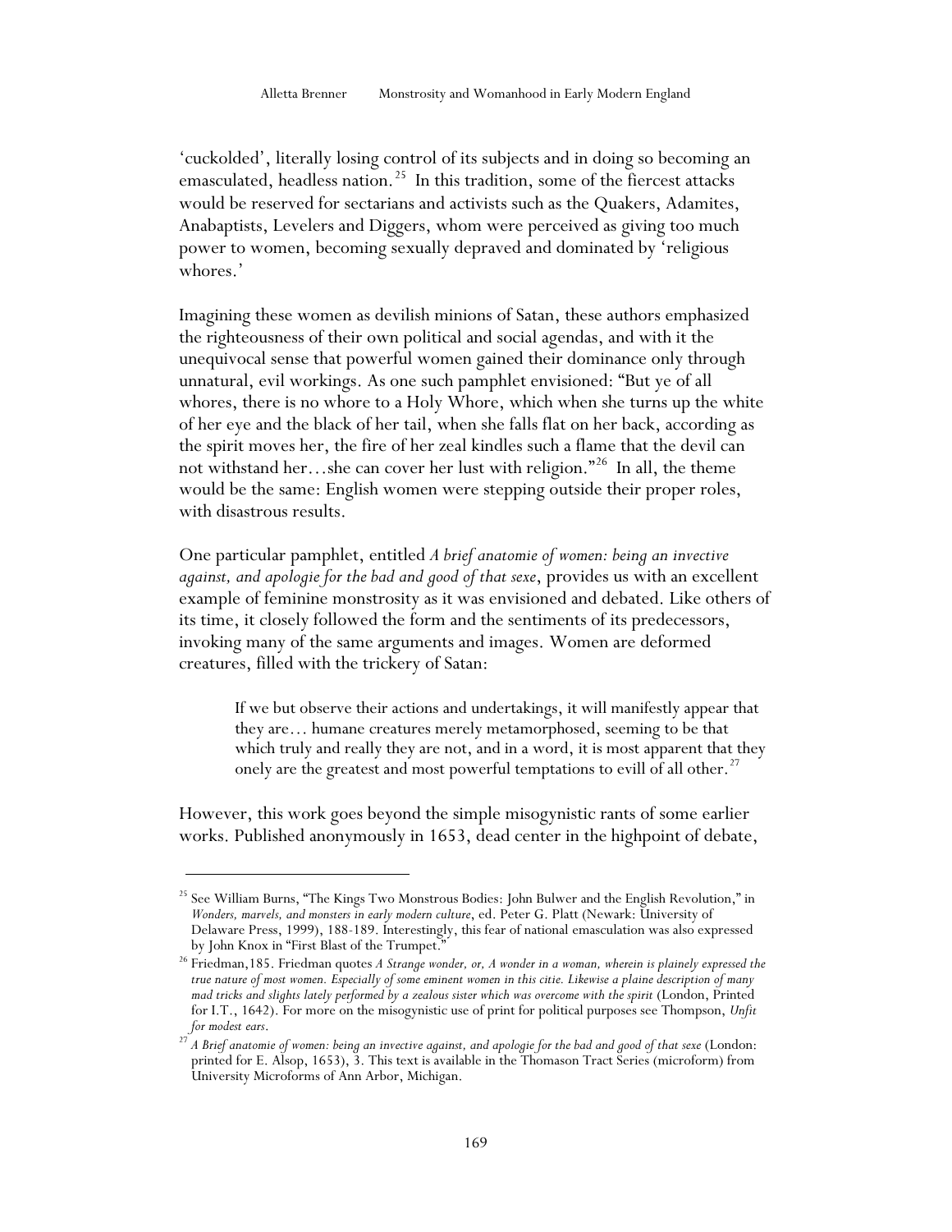'cuckolded', literally losing control of its subjects and in doing so becoming an emasculated, headless nation.[25] In this tradition, some of the fiercest attacks would be reserved for sectarians and activists such as the Quakers, Adamites, Anabaptists, Levelers and Diggers, whom were perceived as giving too much power to women, becoming sexually depraved and dominated by 'religious whores.'

Imagining these women as devilish minions of Satan, these authors emphasized the righteousness of their own political and social agendas, and with it the unequivocal sense that powerful women gained their dominance only through unnatural, evil workings. As one such pamphlet envisioned: "But ye of all whores, there is no whore to a Holy Whore, which when she turns up the white of her eye and the black of her tail, when she falls flat on her back, according as the spirit moves her, the fire of her zeal kindles such a flame that the devil can not withstand her…she can cover her lust with religion."[26] In all, the theme would be the same: English women were stepping outside their proper roles, with disastrous results.

One particular pamphlet, entitled *A brief anatomie of women: being an invective against, and apologie for the bad and good of that sexe*, provides us with an excellent example of feminine monstrosity as it was envisioned and debated. Like others of its time, it closely followed the form and the sentiments of its predecessors, invoking many of the same arguments and images. Women are deformed creatures, filled with the trickery of Satan:

> If we but observe their actions and undertakings, it will manifestly appear that they are… humane creatures merely metamorphosed, seeming to be that which truly and really they are not, and in a word, it is most apparent that they onely are the greatest and most powerful temptations to evill of all other.[27]

However, this work goes beyond the simple misogynistic rants of some earlier works. Published anonymously in 1653, dead center in the highpoint of debate,

---

[25] See William Burns, "The Kings Two Monstrous Bodies: John Bulwer and the English Revolution," in *Wonders, marvels, and monsters in early modern culture*, ed. Peter G. Platt (Newark: University of Delaware Press, 1999), 188-189. Interestingly, this fear of national emasculation was also expressed by John Knox in "First Blast of the Trumpet."

[26] Friedman,185. Friedman quotes *A Strange wonder, or, A wonder in a woman, wherein is plainely expressed the true nature of most women. Especially of some eminent women in this citie. Likewise a plaine description of many mad tricks and slights lately performed by a zealous sister which was overcome with the spirit* (London, Printed for I.T., 1642). For more on the misogynistic use of print for political purposes see Thompson, *Unfit for modest ears*.

[27] *A Brief anatomie of women: being an invective against, and apologie for the bad and good of that sexe* (London: printed for E. Alsop, 1653), 3. This text is available in the Thomason Tract Series (microform) from University Microforms of Ann Arbor, Michigan.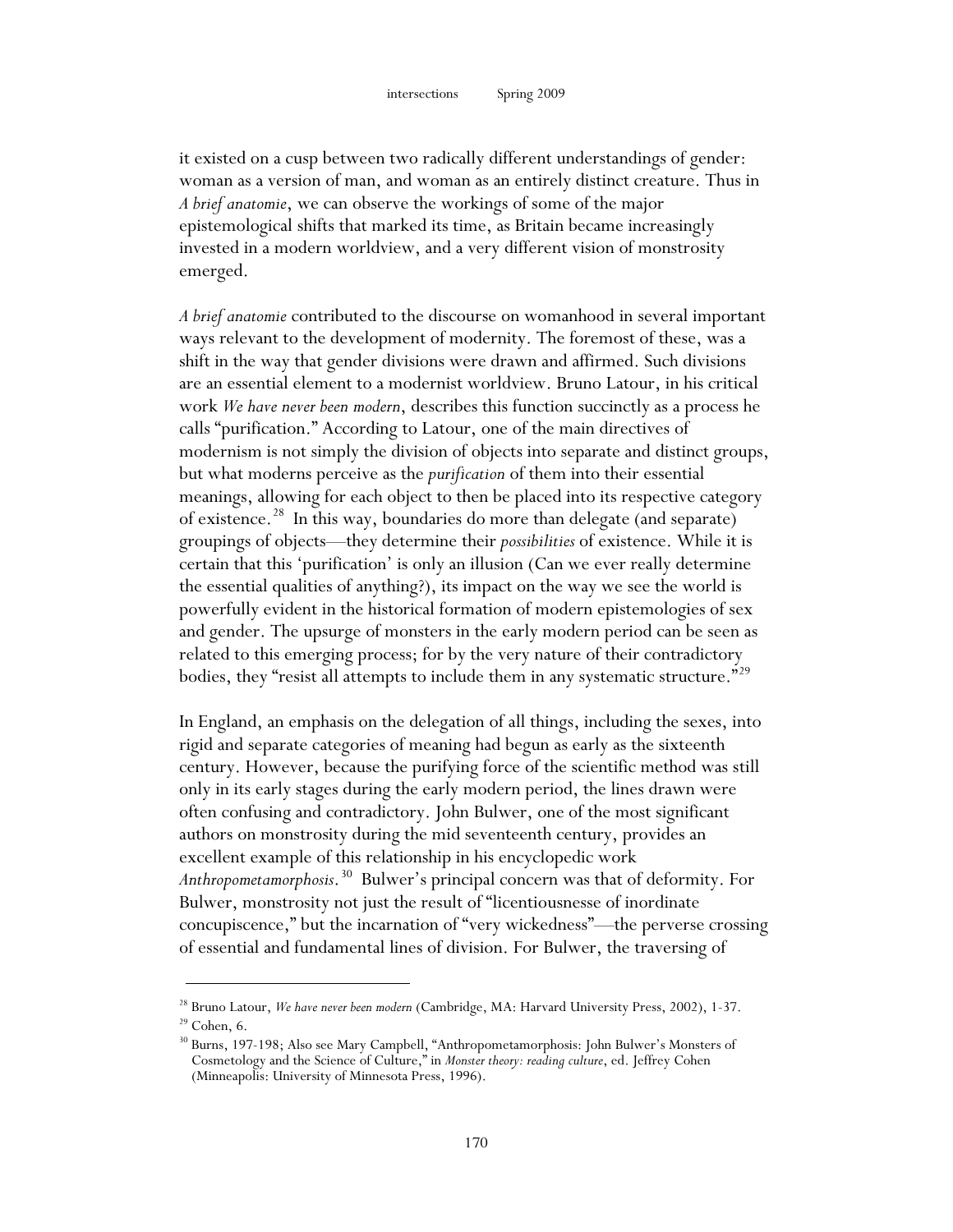it existed on a cusp between two radically different understandings of gender: woman as a version of man, and woman as an entirely distinct creature. Thus in *A brief anatomie*, we can observe the workings of some of the major epistemological shifts that marked its time, as Britain became increasingly invested in a modern worldview, and a very different vision of monstrosity emerged.

*A brief anatomie* contributed to the discourse on womanhood in several important ways relevant to the development of modernity. The foremost of these, was a shift in the way that gender divisions were drawn and affirmed. Such divisions are an essential element to a modernist worldview. Bruno Latour, in his critical work *We have never been modern*, describes this function succinctly as a process he calls "purification." According to Latour, one of the main directives of modernism is not simply the division of objects into separate and distinct groups, but what moderns perceive as the *purification* of them into their essential meanings, allowing for each object to then be placed into its respective category of existence.[28] In this way, boundaries do more than delegate (and separate) groupings of objects—they determine their *possibilities* of existence. While it is certain that this 'purification' is only an illusion (Can we ever really determine the essential qualities of anything?), its impact on the way we see the world is powerfully evident in the historical formation of modern epistemologies of sex and gender. The upsurge of monsters in the early modern period can be seen as related to this emerging process; for by the very nature of their contradictory bodies, they "resist all attempts to include them in any systematic structure."[29]

In England, an emphasis on the delegation of all things, including the sexes, into rigid and separate categories of meaning had begun as early as the sixteenth century. However, because the purifying force of the scientific method was still only in its early stages during the early modern period, the lines drawn were often confusing and contradictory. John Bulwer, one of the most significant authors on monstrosity during the mid seventeenth century, provides an excellent example of this relationship in his encyclopedic work *Anthropometamorphosis*.[30] Bulwer's principal concern was that of deformity. For Bulwer, monstrosity not just the result of "licentiousnesse of inordinate concupiscence," but the incarnation of "very wickedness"—the perverse crossing of essential and fundamental lines of division. For Bulwer, the traversing of

---

[28] Bruno Latour, *We have never been modern* (Cambridge, MA: Harvard University Press, 2002), 1-37.

[29] Cohen, 6.

[30] Burns, 197-198; Also see Mary Campbell, "Anthropometamorphosis: John Bulwer's Monsters of Cosmetology and the Science of Culture," in *Monster theory: reading culture*, ed. Jeffrey Cohen (Minneapolis: University of Minnesota Press, 1996).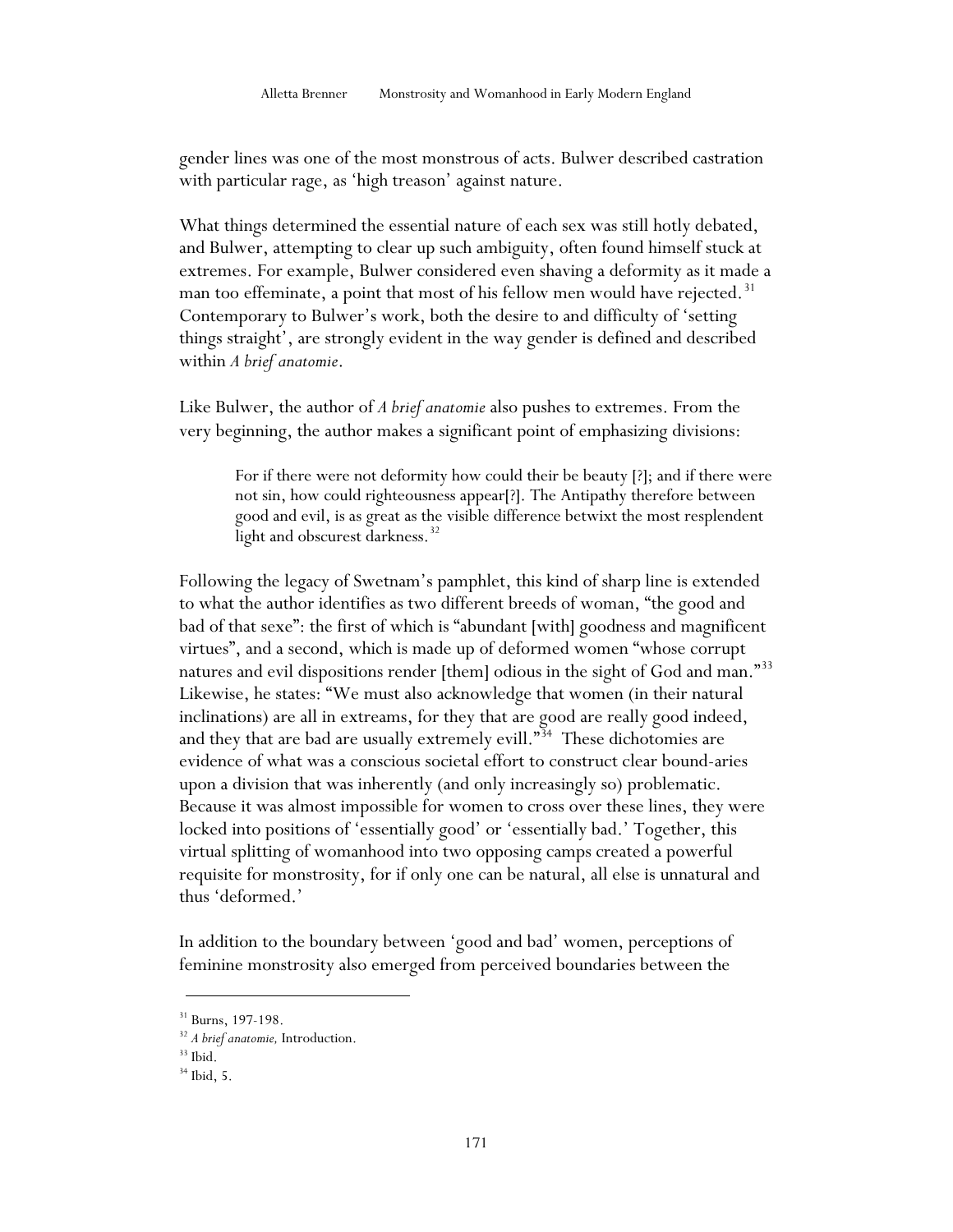gender lines was one of the most monstrous of acts. Bulwer described castration with particular rage, as 'high treason' against nature.

What things determined the essential nature of each sex was still hotly debated, and Bulwer, attempting to clear up such ambiguity, often found himself stuck at extremes. For example, Bulwer considered even shaving a deformity as it made a man too effeminate, a point that most of his fellow men would have rejected.[31] Contemporary to Bulwer's work, both the desire to and difficulty of 'setting things straight', are strongly evident in the way gender is defined and described within *A brief anatomie*.

Like Bulwer, the author of *A brief anatomie* also pushes to extremes. From the very beginning, the author makes a significant point of emphasizing divisions:

> For if there were not deformity how could their be beauty [?]; and if there were not sin, how could righteousness appear[?]. The Antipathy therefore between good and evil, is as great as the visible difference betwixt the most resplendent light and obscurest darkness.[32]

Following the legacy of Swetnam's pamphlet, this kind of sharp line is extended to what the author identifies as two different breeds of woman, "the good and bad of that sexe": the first of which is "abundant [with] goodness and magnificent virtues", and a second, which is made up of deformed women "whose corrupt natures and evil dispositions render [them] odious in the sight of God and man."[33] Likewise, he states: "We must also acknowledge that women (in their natural inclinations) are all in extreams, for they that are good are really good indeed, and they that are bad are usually extremely evill."[34] These dichotomies are evidence of what was a conscious societal effort to construct clear bound-aries upon a division that was inherently (and only increasingly so) problematic. Because it was almost impossible for women to cross over these lines, they were locked into positions of 'essentially good' or 'essentially bad.' Together, this virtual splitting of womanhood into two opposing camps created a powerful requisite for monstrosity, for if only one can be natural, all else is unnatural and thus 'deformed.'

In addition to the boundary between 'good and bad' women, perceptions of feminine monstrosity also emerged from perceived boundaries between the

---

[31] Burns, 197-198.

[32] *A brief anatomie,* Introduction.

[33] Ibid.

[34] Ibid, 5.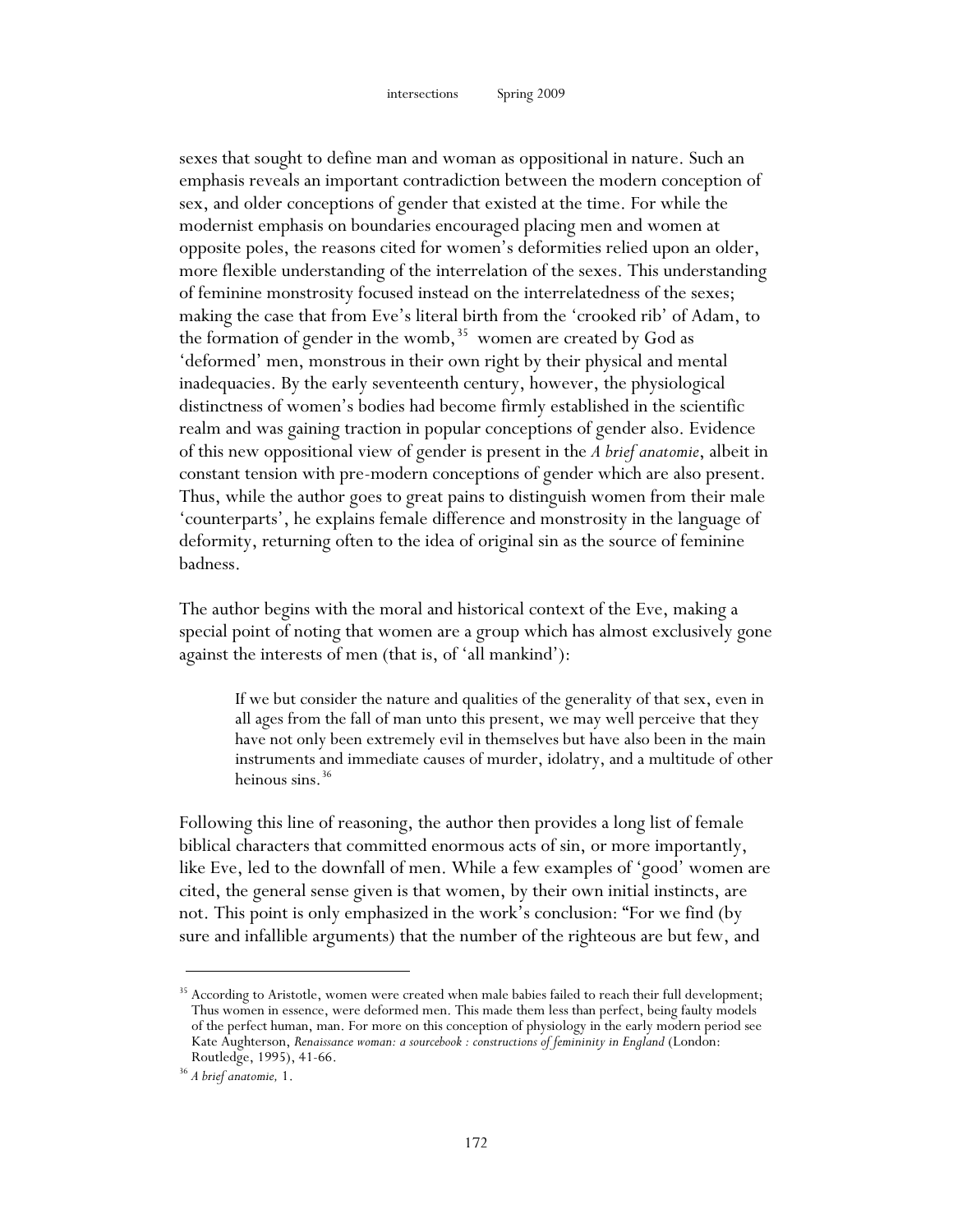sexes that sought to define man and woman as oppositional in nature. Such an emphasis reveals an important contradiction between the modern conception of sex, and older conceptions of gender that existed at the time. For while the modernist emphasis on boundaries encouraged placing men and women at opposite poles, the reasons cited for women's deformities relied upon an older, more flexible understanding of the interrelation of the sexes. This understanding of feminine monstrosity focused instead on the interrelatedness of the sexes; making the case that from Eve's literal birth from the 'crooked rib' of Adam, to the formation of gender in the womb,[35] women are created by God as 'deformed' men, monstrous in their own right by their physical and mental inadequacies. By the early seventeenth century, however, the physiological distinctness of women's bodies had become firmly established in the scientific realm and was gaining traction in popular conceptions of gender also. Evidence of this new oppositional view of gender is present in the *A brief anatomie*, albeit in constant tension with pre-modern conceptions of gender which are also present. Thus, while the author goes to great pains to distinguish women from their male 'counterparts', he explains female difference and monstrosity in the language of deformity, returning often to the idea of original sin as the source of feminine badness.

The author begins with the moral and historical context of the Eve, making a special point of noting that women are a group which has almost exclusively gone against the interests of men (that is, of 'all mankind'):

> If we but consider the nature and qualities of the generality of that sex, even in all ages from the fall of man unto this present, we may well perceive that they have not only been extremely evil in themselves but have also been in the main instruments and immediate causes of murder, idolatry, and a multitude of other heinous sins.[36]

Following this line of reasoning, the author then provides a long list of female biblical characters that committed enormous acts of sin, or more importantly, like Eve, led to the downfall of men. While a few examples of 'good' women are cited, the general sense given is that women, by their own initial instincts, are not. This point is only emphasized in the work's conclusion: "For we find (by sure and infallible arguments) that the number of the righteous are but few, and

---

[35] According to Aristotle, women were created when male babies failed to reach their full development; Thus women in essence, were deformed men. This made them less than perfect, being faulty models of the perfect human, man. For more on this conception of physiology in the early modern period see Kate Aughterson, *Renaissance woman: a sourcebook : constructions of femininity in England* (London: Routledge, 1995), 41-66.

[36] *A brief anatomie,* 1.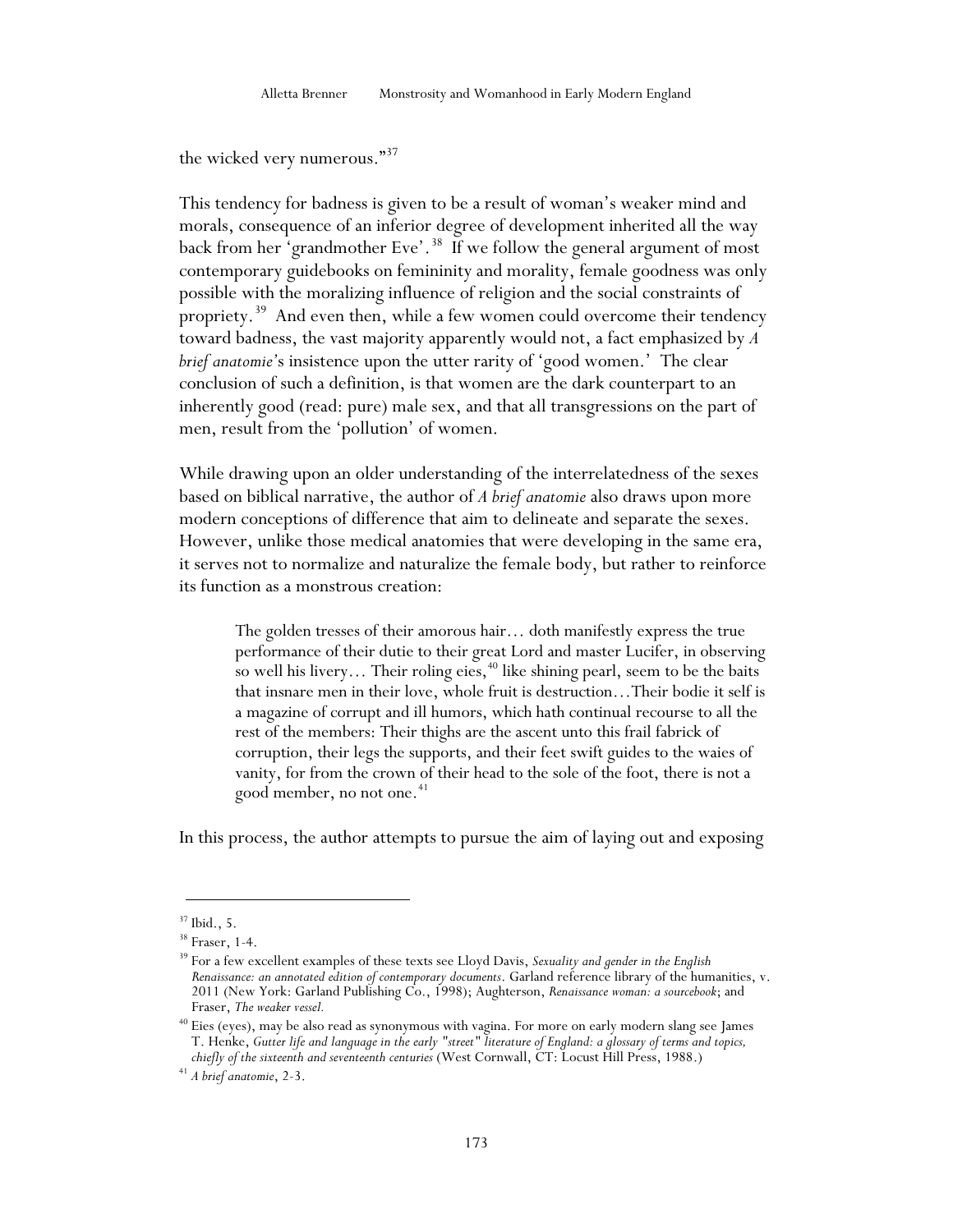the wicked very numerous."[37]

This tendency for badness is given to be a result of woman's weaker mind and morals, consequence of an inferior degree of development inherited all the way back from her 'grandmother Eve'.[38] If we follow the general argument of most contemporary guidebooks on femininity and morality, female goodness was only possible with the moralizing influence of religion and the social constraints of propriety.[39] And even then, while a few women could overcome their tendency toward badness, the vast majority apparently would not, a fact emphasized by *A brief anatomie*'s insistence upon the utter rarity of 'good women.' The clear conclusion of such a definition, is that women are the dark counterpart to an inherently good (read: pure) male sex, and that all transgressions on the part of men, result from the 'pollution' of women.

While drawing upon an older understanding of the interrelatedness of the sexes based on biblical narrative, the author of *A brief anatomie* also draws upon more modern conceptions of difference that aim to delineate and separate the sexes. However, unlike those medical anatomies that were developing in the same era, it serves not to normalize and naturalize the female body, but rather to reinforce its function as a monstrous creation:

> The golden tresses of their amorous hair… doth manifestly express the true performance of their dutie to their great Lord and master Lucifer, in observing so well his livery… Their roling eies,[40] like shining pearl, seem to be the baits that insnare men in their love, whole fruit is destruction…Their bodie it self is a magazine of corrupt and ill humors, which hath continual recourse to all the rest of the members: Their thighs are the ascent unto this frail fabrick of corruption, their legs the supports, and their feet swift guides to the waies of vanity, for from the crown of their head to the sole of the foot, there is not a good member, no not one.[41]

In this process, the author attempts to pursue the aim of laying out and exposing

---

[37] Ibid., 5.

[38] Fraser, 1-4.

[39] For a few excellent examples of these texts see Lloyd Davis, *Sexuality and gender in the English Renaissance: an annotated edition of contemporary documents*. Garland reference library of the humanities, v. 2011 (New York: Garland Publishing Co., 1998); Aughterson, *Renaissance woman: a sourcebook*; and Fraser, *The weaker vessel.*

[40] Eies (eyes), may be also read as synonymous with vagina. For more on early modern slang see James T. Henke, *Gutter life and language in the early "street" literature of England: a glossary of terms and topics, chiefly of the sixteenth and seventeenth centuries* (West Cornwall, CT: Locust Hill Press, 1988.)

[41] *A brief anatomie*, 2-3.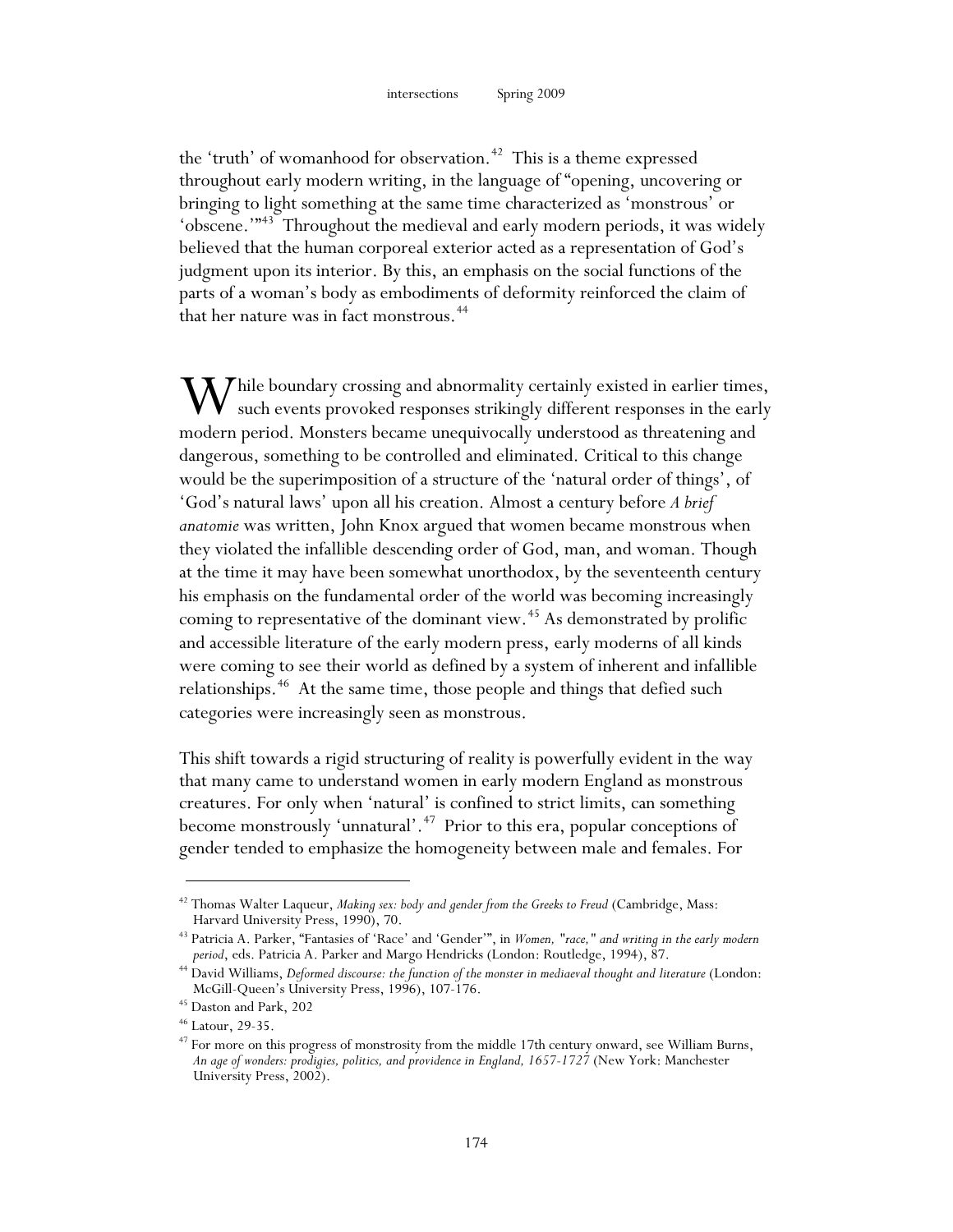the 'truth' of womanhood for observation.[42] This is a theme expressed throughout early modern writing, in the language of "opening, uncovering or bringing to light something at the same time characterized as 'monstrous' or 'obscene.'"[43] Throughout the medieval and early modern periods, it was widely believed that the human corporeal exterior acted as a representation of God's judgment upon its interior. By this, an emphasis on the social functions of the parts of a woman's body as embodiments of deformity reinforced the claim of that her nature was in fact monstrous.[44]

While boundary crossing and abnormality certainly existed in earlier times, such events provoked responses strikingly different responses in the early modern period. Monsters became unequivocally understood as threatening and dangerous, something to be controlled and eliminated. Critical to this change would be the superimposition of a structure of the 'natural order of things', of 'God's natural laws' upon all his creation. Almost a century before *A brief anatomie* was written, John Knox argued that women became monstrous when they violated the infallible descending order of God, man, and woman. Though at the time it may have been somewhat unorthodox, by the seventeenth century his emphasis on the fundamental order of the world was becoming increasingly coming to representative of the dominant view.[45] As demonstrated by prolific and accessible literature of the early modern press, early moderns of all kinds were coming to see their world as defined by a system of inherent and infallible relationships.[46] At the same time, those people and things that defied such categories were increasingly seen as monstrous.

This shift towards a rigid structuring of reality is powerfully evident in the way that many came to understand women in early modern England as monstrous creatures. For only when 'natural' is confined to strict limits, can something become monstrously 'unnatural'.[47] Prior to this era, popular conceptions of gender tended to emphasize the homogeneity between male and females. For

---

[42] Thomas Walter Laqueur, *Making sex: body and gender from the Greeks to Freud* (Cambridge, Mass: Harvard University Press, 1990), 70.

[43] Patricia A. Parker, "Fantasies of 'Race' and 'Gender'", in *Women, "race," and writing in the early modern period*, eds. Patricia A. Parker and Margo Hendricks (London: Routledge, 1994), 87.

[44] David Williams, *Deformed discourse: the function of the monster in mediaeval thought and literature* (London: McGill-Queen's University Press, 1996), 107-176.

[45] Daston and Park, 202

[46] Latour, 29-35.

[47] For more on this progress of monstrosity from the middle 17th century onward, see William Burns, *An age of wonders: prodigies, politics, and providence in England, 1657-1727* (New York: Manchester University Press, 2002).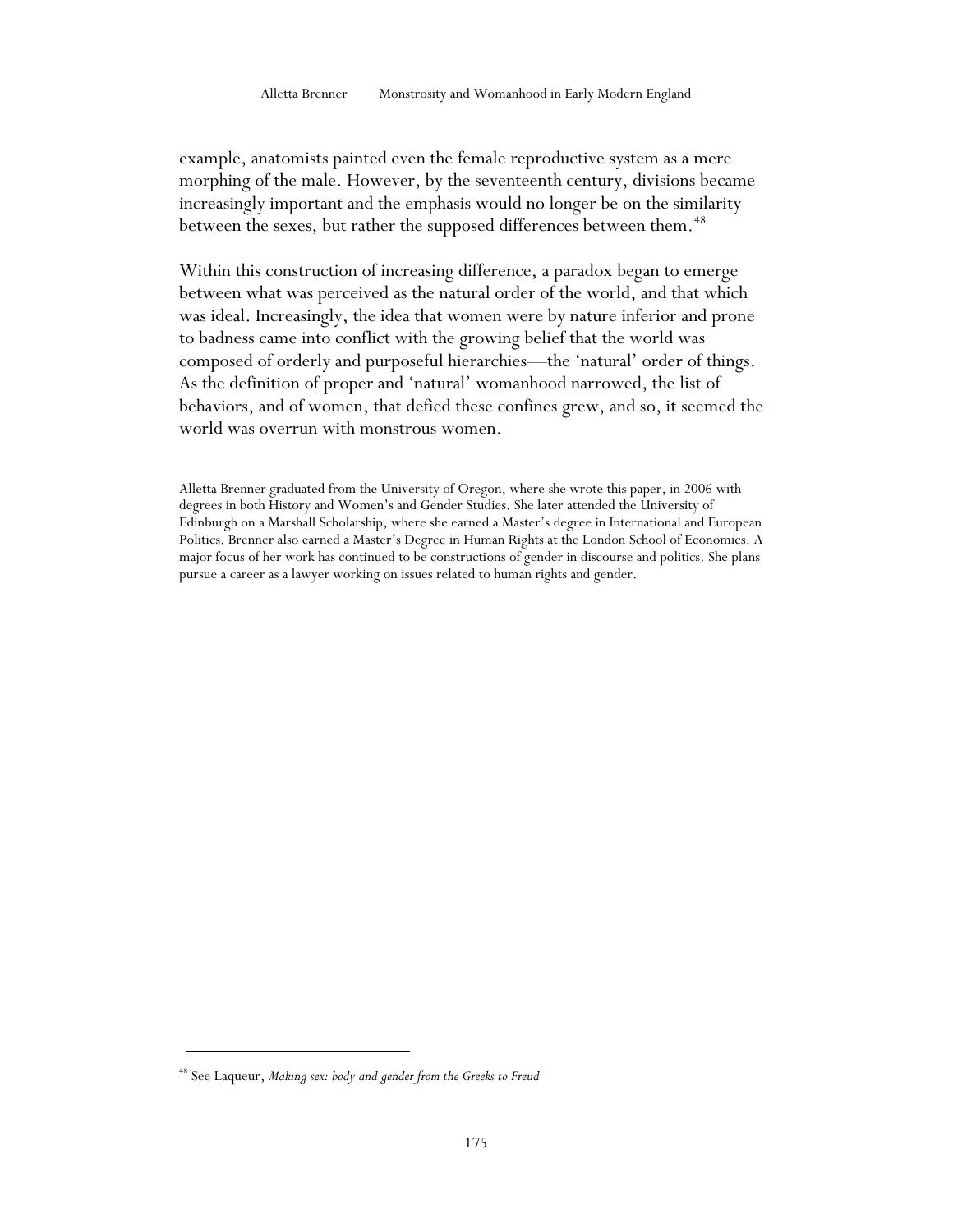example, anatomists painted even the female reproductive system as a mere morphing of the male. However, by the seventeenth century, divisions became increasingly important and the emphasis would no longer be on the similarity between the sexes, but rather the supposed differences between them.[48]

Within this construction of increasing difference, a paradox began to emerge between what was perceived as the natural order of the world, and that which was ideal. Increasingly, the idea that women were by nature inferior and prone to badness came into conflict with the growing belief that the world was composed of orderly and purposeful hierarchies—the 'natural' order of things. As the definition of proper and 'natural' womanhood narrowed, the list of behaviors, and of women, that defied these confines grew, and so, it seemed the world was overrun with monstrous women.

Alletta Brenner graduated from the University of Oregon, where she wrote this paper, in 2006 with degrees in both History and Women's and Gender Studies. She later attended the University of Edinburgh on a Marshall Scholarship, where she earned a Master's degree in International and European Politics. Brenner also earned a Master's Degree in Human Rights at the London School of Economics. A major focus of her work has continued to be constructions of gender in discourse and politics. She plans pursue a career as a lawyer working on issues related to human rights and gender.

---

[48] See Laqueur, *Making sex: body and gender from the Greeks to Freud*